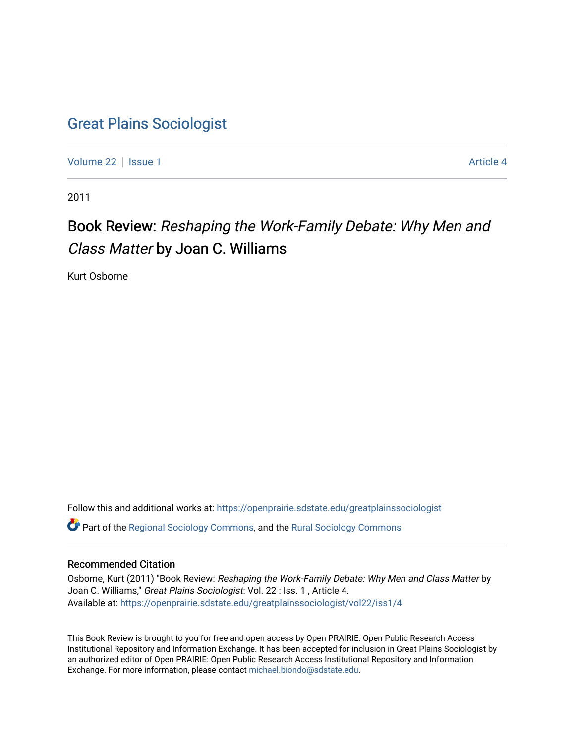# Great Plains Sociologist

Volume 22 | Issue 1 | Article 4

2011

## Book Review: *Reshaping the Work-Family Debate: Why Men and Class Matter* by Joan C. Williams

Kurt Osborne

Follow this and additional works at: https://openprairie.sdstate.edu/greatplainssociologist

Part of the Regional Sociology Commons, and the Rural Sociology Commons

### Recommended Citation

Osborne, Kurt (2011) "Book Review: *Reshaping the Work-Family Debate: Why Men and Class Matter* by Joan C. Williams," *Great Plains Sociologist*: Vol. 22 : Iss. 1 , Article 4.
Available at: https://openprairie.sdstate.edu/greatplainssociologist/vol22/iss1/4

This Book Review is brought to you for free and open access by Open PRAIRIE: Open Public Research Access Institutional Repository and Information Exchange. It has been accepted for inclusion in Great Plains Sociologist by an authorized editor of Open PRAIRIE: Open Public Research Access Institutional Repository and Information Exchange. For more information, please contact michael.biondo@sdstate.edu.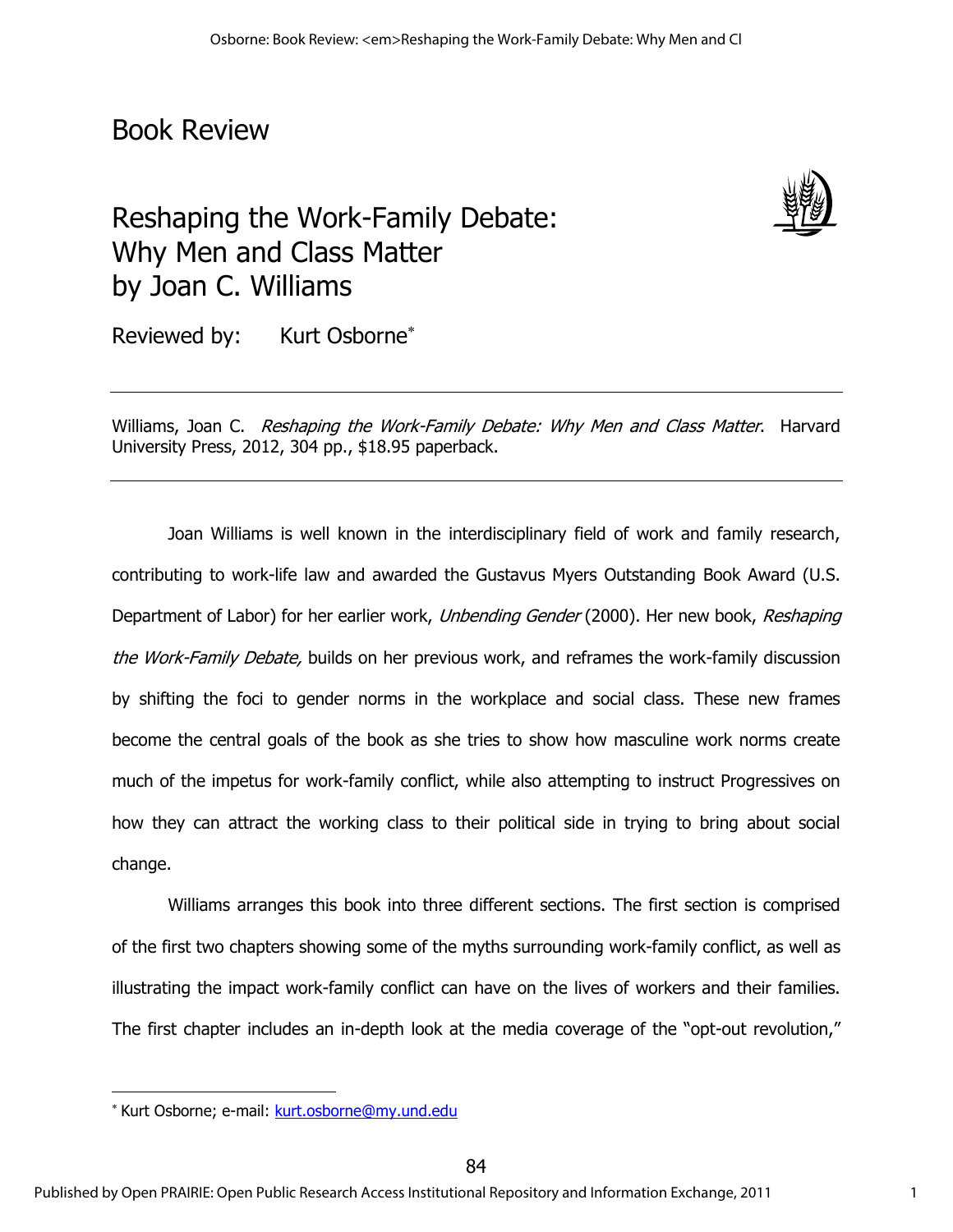# Book Review

# Reshaping the Work-Family Debate: Why Men and Class Matter by Joan C. Williams

Reviewed by: Kurt Osborne*

---

Williams, Joan C. *Reshaping the Work-Family Debate: Why Men and Class Matter*. Harvard University Press, 2012, 304 pp., $18.95 paperback.

---

Joan Williams is well known in the interdisciplinary field of work and family research, contributing to work-life law and awarded the Gustavus Myers Outstanding Book Award (U.S. Department of Labor) for her earlier work, *Unbending Gender* (2000). Her new book, *Reshaping the Work-Family Debate,* builds on her previous work, and reframes the work-family discussion by shifting the foci to gender norms in the workplace and social class. These new frames become the central goals of the book as she tries to show how masculine work norms create much of the impetus for work-family conflict, while also attempting to instruct Progressives on how they can attract the working class to their political side in trying to bring about social change.

Williams arranges this book into three different sections. The first section is comprised of the first two chapters showing some of the myths surrounding work-family conflict, as well as illustrating the impact work-family conflict can have on the lives of workers and their families. The first chapter includes an in-depth look at the media coverage of the "opt-out revolution,"

---

* Kurt Osborne; e-mail: kurt.osborne@my.und.edu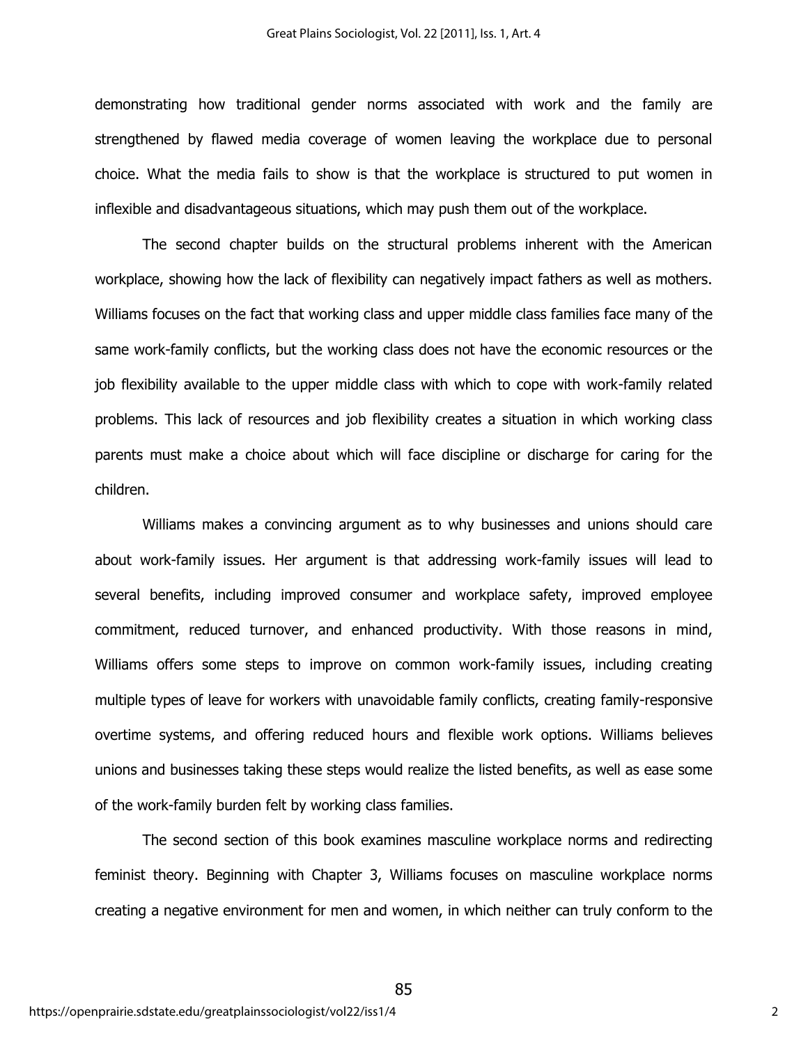demonstrating how traditional gender norms associated with work and the family are strengthened by flawed media coverage of women leaving the workplace due to personal choice. What the media fails to show is that the workplace is structured to put women in inflexible and disadvantageous situations, which may push them out of the workplace.

The second chapter builds on the structural problems inherent with the American workplace, showing how the lack of flexibility can negatively impact fathers as well as mothers. Williams focuses on the fact that working class and upper middle class families face many of the same work-family conflicts, but the working class does not have the economic resources or the job flexibility available to the upper middle class with which to cope with work-family related problems. This lack of resources and job flexibility creates a situation in which working class parents must make a choice about which will face discipline or discharge for caring for the children.

Williams makes a convincing argument as to why businesses and unions should care about work-family issues. Her argument is that addressing work-family issues will lead to several benefits, including improved consumer and workplace safety, improved employee commitment, reduced turnover, and enhanced productivity. With those reasons in mind, Williams offers some steps to improve on common work-family issues, including creating multiple types of leave for workers with unavoidable family conflicts, creating family-responsive overtime systems, and offering reduced hours and flexible work options. Williams believes unions and businesses taking these steps would realize the listed benefits, as well as ease some of the work-family burden felt by working class families.

The second section of this book examines masculine workplace norms and redirecting feminist theory. Beginning with Chapter 3, Williams focuses on masculine workplace norms creating a negative environment for men and women, in which neither can truly conform to the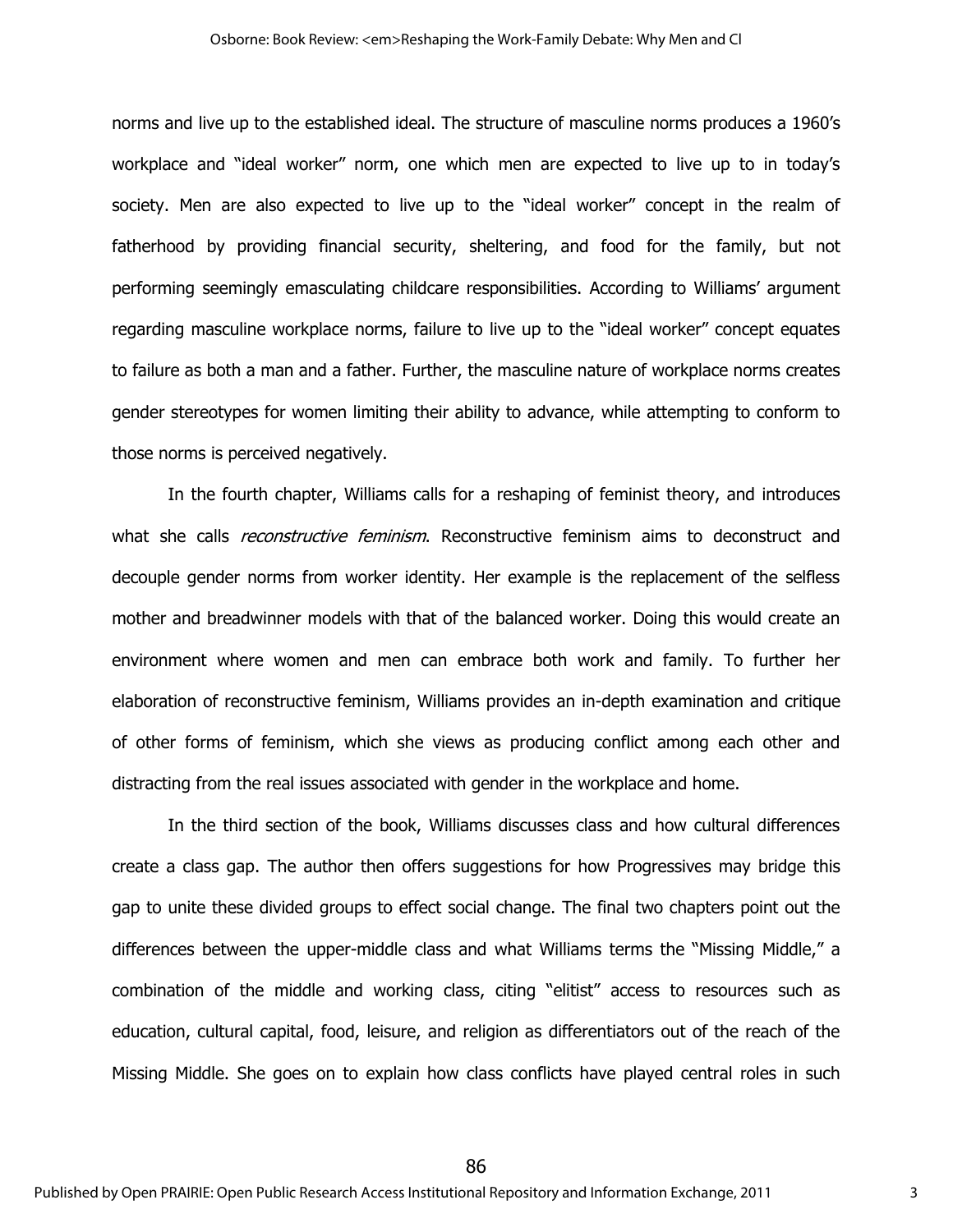norms and live up to the established ideal. The structure of masculine norms produces a 1960's workplace and "ideal worker" norm, one which men are expected to live up to in today's society. Men are also expected to live up to the "ideal worker" concept in the realm of fatherhood by providing financial security, sheltering, and food for the family, but not performing seemingly emasculating childcare responsibilities. According to Williams' argument regarding masculine workplace norms, failure to live up to the "ideal worker" concept equates to failure as both a man and a father. Further, the masculine nature of workplace norms creates gender stereotypes for women limiting their ability to advance, while attempting to conform to those norms is perceived negatively.

In the fourth chapter, Williams calls for a reshaping of feminist theory, and introduces what she calls *reconstructive feminism*. Reconstructive feminism aims to deconstruct and decouple gender norms from worker identity. Her example is the replacement of the selfless mother and breadwinner models with that of the balanced worker. Doing this would create an environment where women and men can embrace both work and family. To further her elaboration of reconstructive feminism, Williams provides an in-depth examination and critique of other forms of feminism, which she views as producing conflict among each other and distracting from the real issues associated with gender in the workplace and home.

In the third section of the book, Williams discusses class and how cultural differences create a class gap. The author then offers suggestions for how Progressives may bridge this gap to unite these divided groups to effect social change. The final two chapters point out the differences between the upper-middle class and what Williams terms the "Missing Middle," a combination of the middle and working class, citing "elitist" access to resources such as education, cultural capital, food, leisure, and religion as differentiators out of the reach of the Missing Middle. She goes on to explain how class conflicts have played central roles in such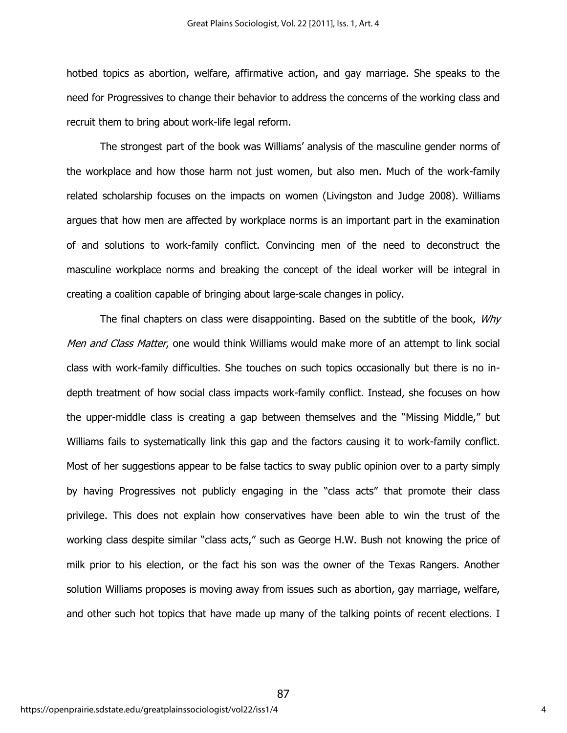hotbed topics as abortion, welfare, affirmative action, and gay marriage. She speaks to the need for Progressives to change their behavior to address the concerns of the working class and recruit them to bring about work-life legal reform.

The strongest part of the book was Williams' analysis of the masculine gender norms of the workplace and how those harm not just women, but also men. Much of the work-family related scholarship focuses on the impacts on women (Livingston and Judge 2008). Williams argues that how men are affected by workplace norms is an important part in the examination of and solutions to work-family conflict. Convincing men of the need to deconstruct the masculine workplace norms and breaking the concept of the ideal worker will be integral in creating a coalition capable of bringing about large-scale changes in policy.

The final chapters on class were disappointing. Based on the subtitle of the book, *Why Men and Class Matter*, one would think Williams would make more of an attempt to link social class with work-family difficulties. She touches on such topics occasionally but there is no in-depth treatment of how social class impacts work-family conflict. Instead, she focuses on how the upper-middle class is creating a gap between themselves and the "Missing Middle," but Williams fails to systematically link this gap and the factors causing it to work-family conflict. Most of her suggestions appear to be false tactics to sway public opinion over to a party simply by having Progressives not publicly engaging in the "class acts" that promote their class privilege. This does not explain how conservatives have been able to win the trust of the working class despite similar "class acts," such as George H.W. Bush not knowing the price of milk prior to his election, or the fact his son was the owner of the Texas Rangers. Another solution Williams proposes is moving away from issues such as abortion, gay marriage, welfare, and other such hot topics that have made up many of the talking points of recent elections. I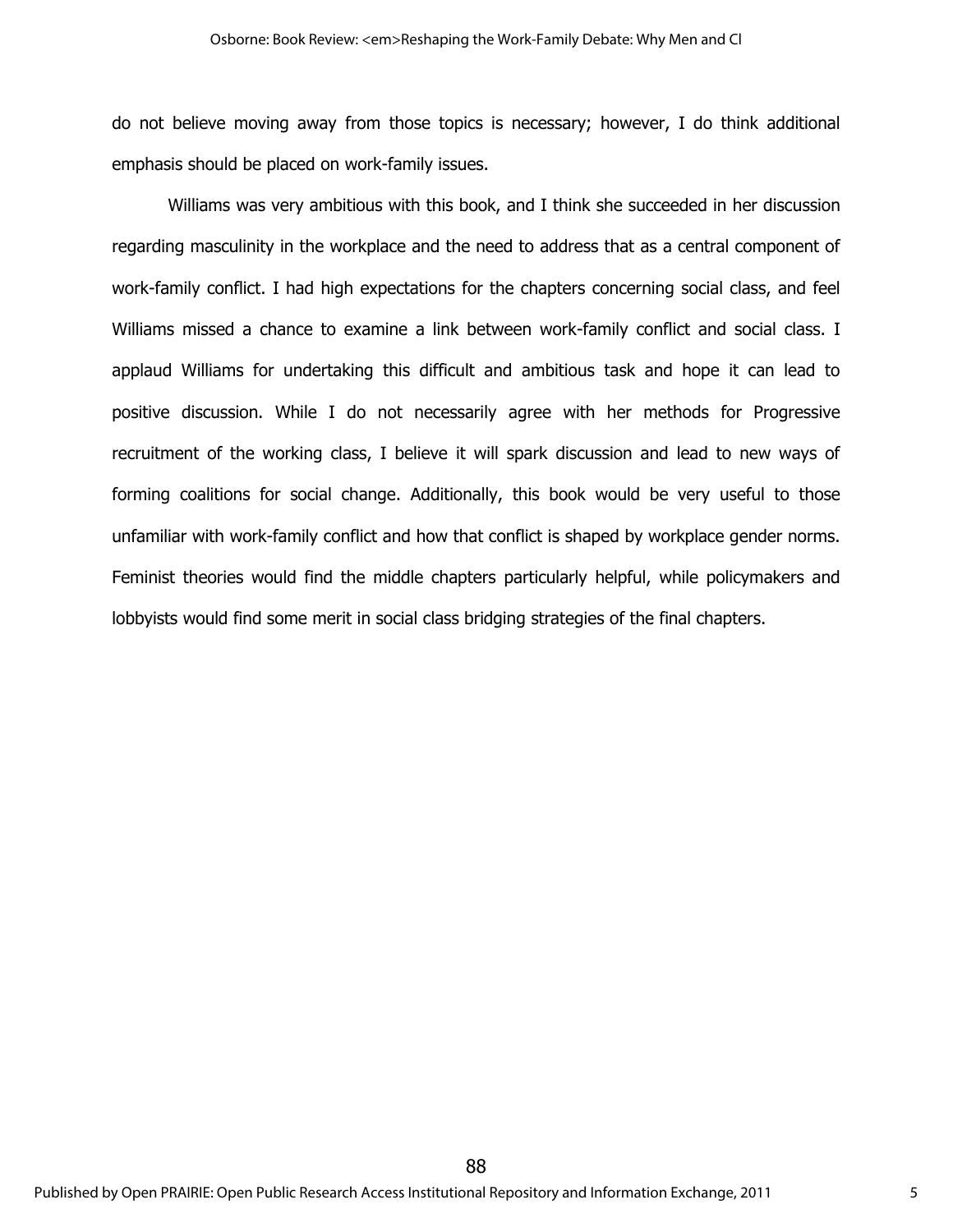do not believe moving away from those topics is necessary; however, I do think additional emphasis should be placed on work-family issues.

Williams was very ambitious with this book, and I think she succeeded in her discussion regarding masculinity in the workplace and the need to address that as a central component of work-family conflict. I had high expectations for the chapters concerning social class, and feel Williams missed a chance to examine a link between work-family conflict and social class. I applaud Williams for undertaking this difficult and ambitious task and hope it can lead to positive discussion. While I do not necessarily agree with her methods for Progressive recruitment of the working class, I believe it will spark discussion and lead to new ways of forming coalitions for social change. Additionally, this book would be very useful to those unfamiliar with work-family conflict and how that conflict is shaped by workplace gender norms. Feminist theories would find the middle chapters particularly helpful, while policymakers and lobbyists would find some merit in social class bridging strategies of the final chapters.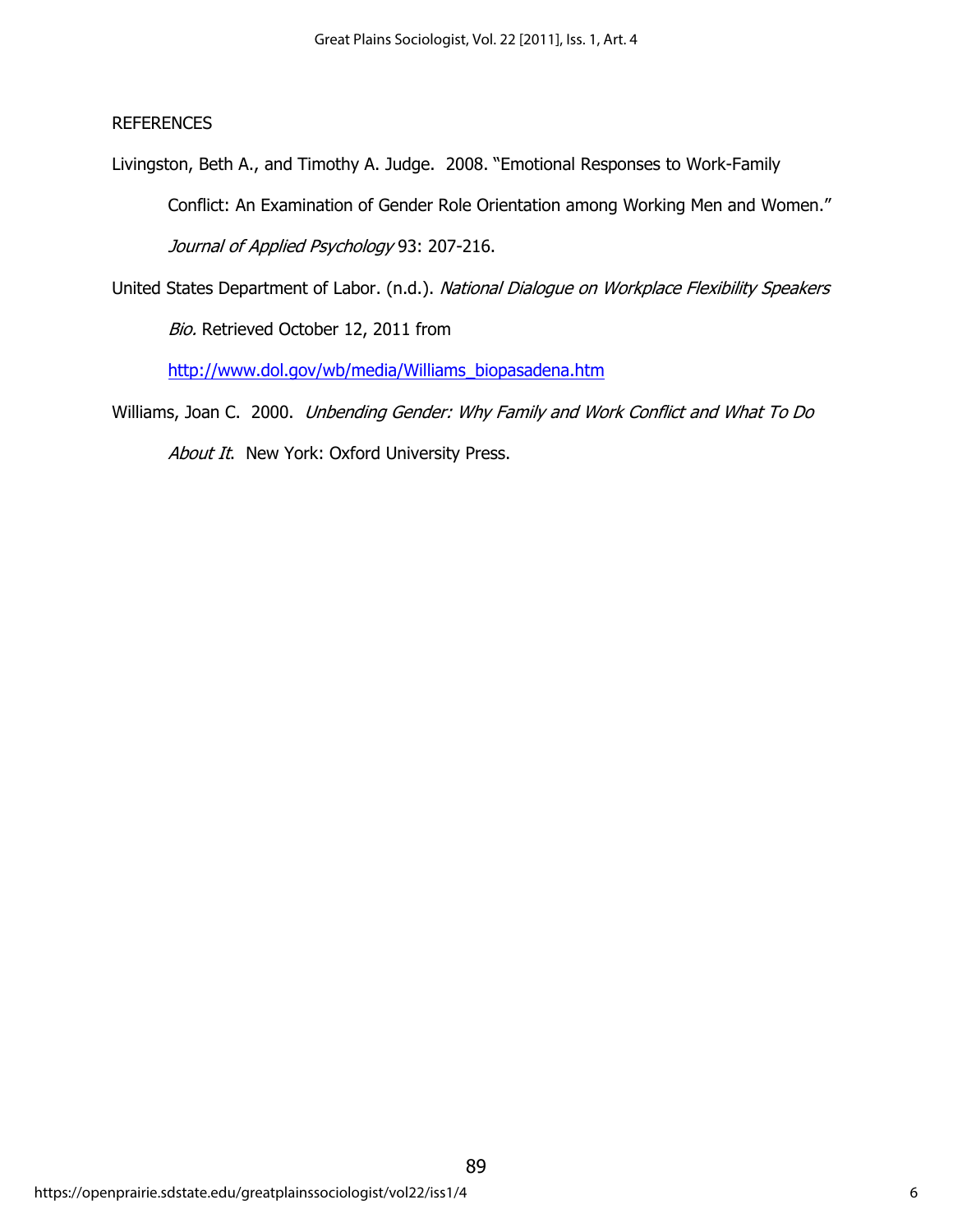## REFERENCES

Livingston, Beth A., and Timothy A. Judge. 2008. "Emotional Responses to Work-Family Conflict: An Examination of Gender Role Orientation among Working Men and Women." *Journal of Applied Psychology* 93: 207-216.

United States Department of Labor. (n.d.). *National Dialogue on Workplace Flexibility Speakers Bio.* Retrieved October 12, 2011 from http://www.dol.gov/wb/media/Williams_biopasadena.htm

Williams, Joan C. 2000. *Unbending Gender: Why Family and Work Conflict and What To Do About It*. New York: Oxford University Press.